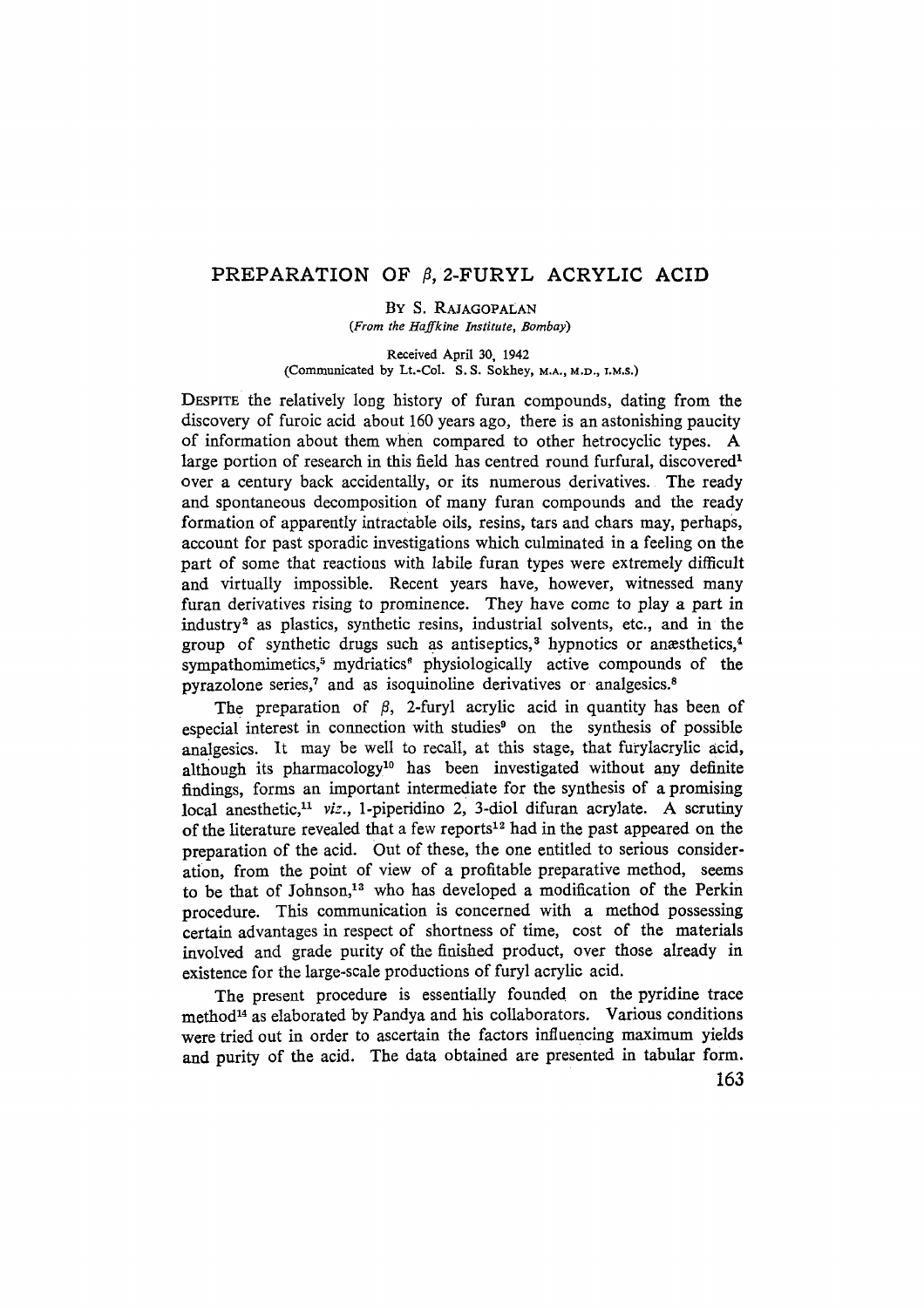# PREPARATION OF $\beta$, 2-FURYL ACRYLIC ACID

By S. RAJAGOPALAN

*(From the Haffkine Institute, Bombay)*

Received April 30, 1942
(Communicated by Lt.-Col. S. S. Sokhey, M.A., M.D., I.M.S.)

DESPITE the relatively long history of furan compounds, dating from the discovery of furoic acid about 160 years ago, there is an astonishing paucity of information about them when compared to other hetrocyclic types. A large portion of research in this field has centred round furfural, discovered[1] over a century back accidentally, or its numerous derivatives. The ready and spontaneous decomposition of many furan compounds and the ready formation of apparently intractable oils, resins, tars and chars may, perhaps, account for past sporadic investigations which culminated in a feeling on the part of some that reactions with labile furan types were extremely difficult and virtually impossible. Recent years have, however, witnessed many furan derivatives rising to prominence. They have come to play a part in industry[2] as plastics, synthetic resins, industrial solvents, etc., and in the group of synthetic drugs such as antiseptics,[3] hypnotics or anæsthetics,[4] sympathomimetics,[5] mydriatics[6] physiologically active compounds of the pyrazolone series,[7] and as isoquinoline derivatives or analgesics.[8]

The preparation of $\beta$, 2-furyl acrylic acid in quantity has been of especial interest in connection with studies[9] on the synthesis of possible analgesics. It may be well to recall, at this stage, that furylacrylic acid, although its pharmacology[10] has been investigated without any definite findings, forms an important intermediate for the synthesis of a promising local anesthetic,[11] *viz.*, 1-piperidino 2, 3-diol difuran acrylate. A scrutiny of the literature revealed that a few reports[12] had in the past appeared on the preparation of the acid. Out of these, the one entitled to serious consideration, from the point of view of a profitable preparative method, seems to be that of Johnson,[13] who has developed a modification of the Perkin procedure. This communication is concerned with a method possessing certain advantages in respect of shortness of time, cost of the materials involved and grade purity of the finished product, over those already in existence for the large-scale productions of furyl acrylic acid.

The present procedure is essentially founded on the pyridine trace method[14] as elaborated by Pandya and his collaborators. Various conditions were tried out in order to ascertain the factors influencing maximum yields and purity of the acid. The data obtained are presented in tabular form.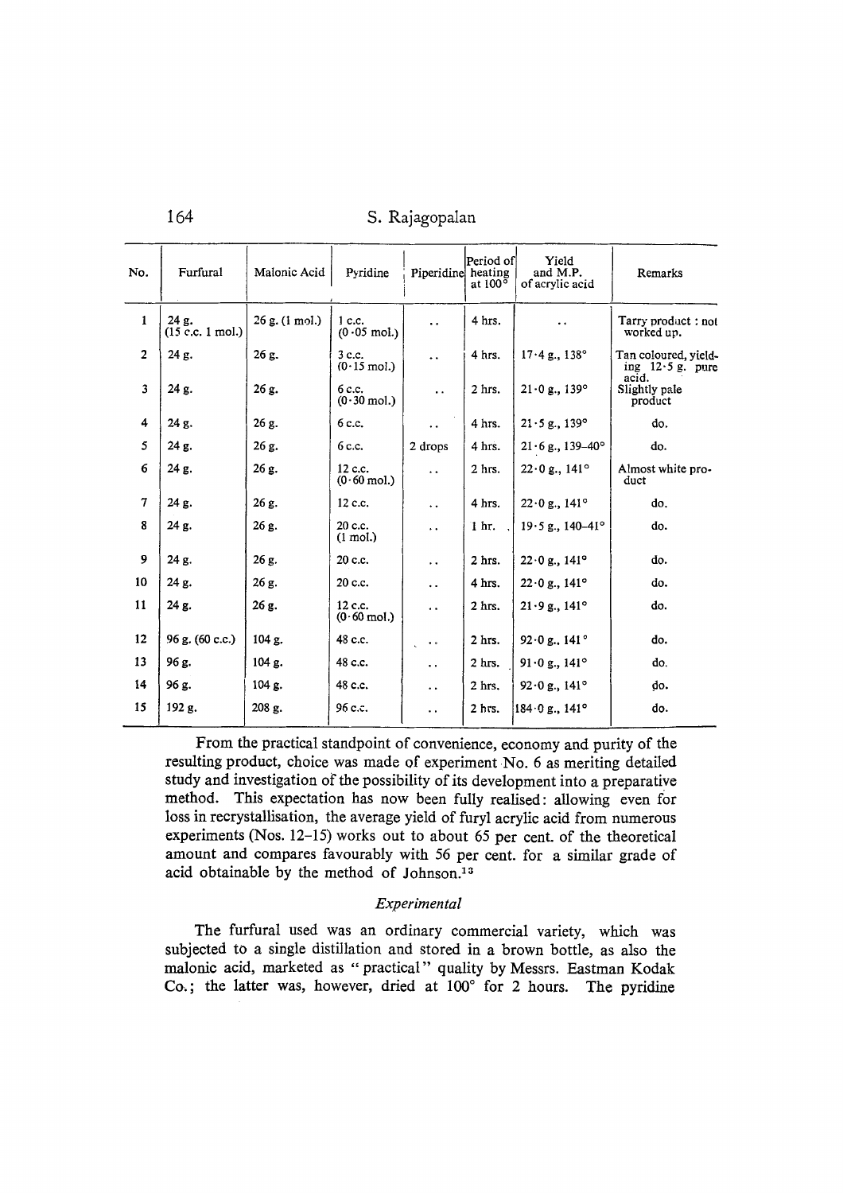| No. | Furfural | Malonic Acid | Pyridine | Piperidine | Period of heating at 100° | Yield and M.P. of acrylic acid | Remarks |
|---|---|---|---|---|---|---|---|
| 1 | 24 g. (15 c.c. 1 mol.) | 26 g. (1 mol.) | 1 c.c. (0·05 mol.) | .. | 4 hrs. | .. | Tarry product : not worked up. |
| 2 | 24 g. | 26 g. | 3 c.c. (0·15 mol.) | .. | 4 hrs. | 17·4 g., 138° | Tan coloured, yielding 12·5 g. pure acid. |
| 3 | 24 g. | 26 g. | 6 c.c. (0·30 mol.) | .. | 2 hrs. | 21·0 g., 139° | Slightly pale product |
| 4 | 24 g. | 26 g. | 6 c.c. | .. | 4 hrs. | 21·5 g., 139° | do. |
| 5 | 24 g. | 26 g. | 6 c.c. | 2 drops | 4 hrs. | 21·6 g., 139–40° | do. |
| 6 | 24 g. | 26 g. | 12 c.c. (0·60 mol.) | .. | 2 hrs. | 22·0 g., 141° | Almost white product |
| 7 | 24 g. | 26 g. | 12 c.c. | .. | 4 hrs. | 22·0 g., 141° | do. |
| 8 | 24 g. | 26 g. | 20 c.c. (1 mol.) | .. | 1 hr. | 19·5 g., 140–41° | do. |
| 9 | 24 g. | 26 g. | 20 c.c. | .. | 2 hrs. | 22·0 g., 141° | do. |
| 10 | 24 g. | 26 g. | 20 c.c. | .. | 4 hrs. | 22·0 g., 141° | do. |
| 11 | 24 g. | 26 g. | 12 c.c. (0·60 mol.) | .. | 2 hrs. | 21·9 g., 141° | do. |
| 12 | 96 g. (60 c.c.) | 104 g. | 48 c.c. | .. | 2 hrs. | 92·0 g., 141° | do. |
| 13 | 96 g. | 104 g. | 48 c.c. | .. | 2 hrs. | 91·0 g., 141° | do. |
| 14 | 96 g. | 104 g. | 48 c.c. | .. | 2 hrs. | 92·0 g., 141° | do. |
| 15 | 192 g. | 208 g. | 96 c.c. | .. | 2 hrs. | 184·0 g., 141° | do. |

From the practical standpoint of convenience, economy and purity of the resulting product, choice was made of experiment No. 6 as meriting detailed study and investigation of the possibility of its development into a preparative method. This expectation has now been fully realised: allowing even for loss in recrystallisation, the average yield of furyl acrylic acid from numerous experiments (Nos. 12–15) works out to about 65 per cent. of the theoretical amount and compares favourably with 56 per cent. for a similar grade of acid obtainable by the method of Johnson.[13]

### *Experimental*

The furfural used was an ordinary commercial variety, which was subjected to a single distillation and stored in a brown bottle, as also the malonic acid, marketed as "practical" quality by Messrs. Eastman Kodak Co.; the latter was, however, dried at 100° for 2 hours. The pyridine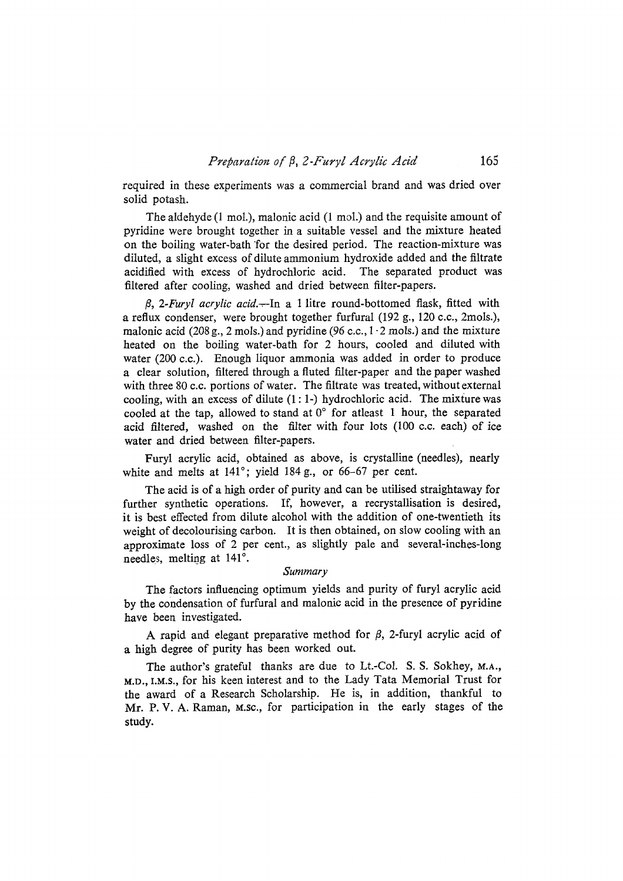required in these experiments was a commercial brand and was dried over solid potash.

The aldehyde (1 mol.), malonic acid (1 mol.) and the requisite amount of pyridine were brought together in a suitable vessel and the mixture heated on the boiling water-bath for the desired period. The reaction-mixture was diluted, a slight excess of dilute ammonium hydroxide added and the filtrate acidified with excess of hydrochloric acid. The separated product was filtered after cooling, washed and dried between filter-papers.

*β, 2-Furyl acrylic acid.*—In a 1 litre round-bottomed flask, fitted with a reflux condenser, were brought together furfural (192 g., 120 c.c., 2mols.), malonic acid (208 g., 2 mols.) and pyridine (96 c.c., 1·2 mols.) and the mixture heated on the boiling water-bath for 2 hours, cooled and diluted with water (200 c.c.). Enough liquor ammonia was added in order to produce a clear solution, filtered through a fluted filter-paper and the paper washed with three 80 c.c. portions of water. The filtrate was treated, without external cooling, with an excess of dilute (1 : 1-) hydrochloric acid. The mixture was cooled at the tap, allowed to stand at 0° for atleast 1 hour, the separated acid filtered, washed on the filter with four lots (100 c.c. each) of ice water and dried between filter-papers.

Furyl acrylic acid, obtained as above, is crystalline (needles), nearly white and melts at 141°; yield 184 g., or 66–67 per cent.

The acid is of a high order of purity and can be utilised straightaway for further synthetic operations. If, however, a recrystallisation is desired, it is best effected from dilute alcohol with the addition of one-twentieth its weight of decolourising carbon. It is then obtained, on slow cooling with an approximate loss of 2 per cent., as slightly pale and several-inches-long needles, melting at 141°.

## Summary

The factors influencing optimum yields and purity of furyl acrylic acid by the condensation of furfural and malonic acid in the presence of pyridine have been investigated.

A rapid and elegant preparative method for β, 2-furyl acrylic acid of a high degree of purity has been worked out.

The author's grateful thanks are due to Lt.-Col. S. S. Sokhey, M.A., M.D., I.M.S., for his keen interest and to the Lady Tata Memorial Trust for the award of a Research Scholarship. He is, in addition, thankful to Mr. P. V. A. Raman, M.Sc., for participation in the early stages of the study.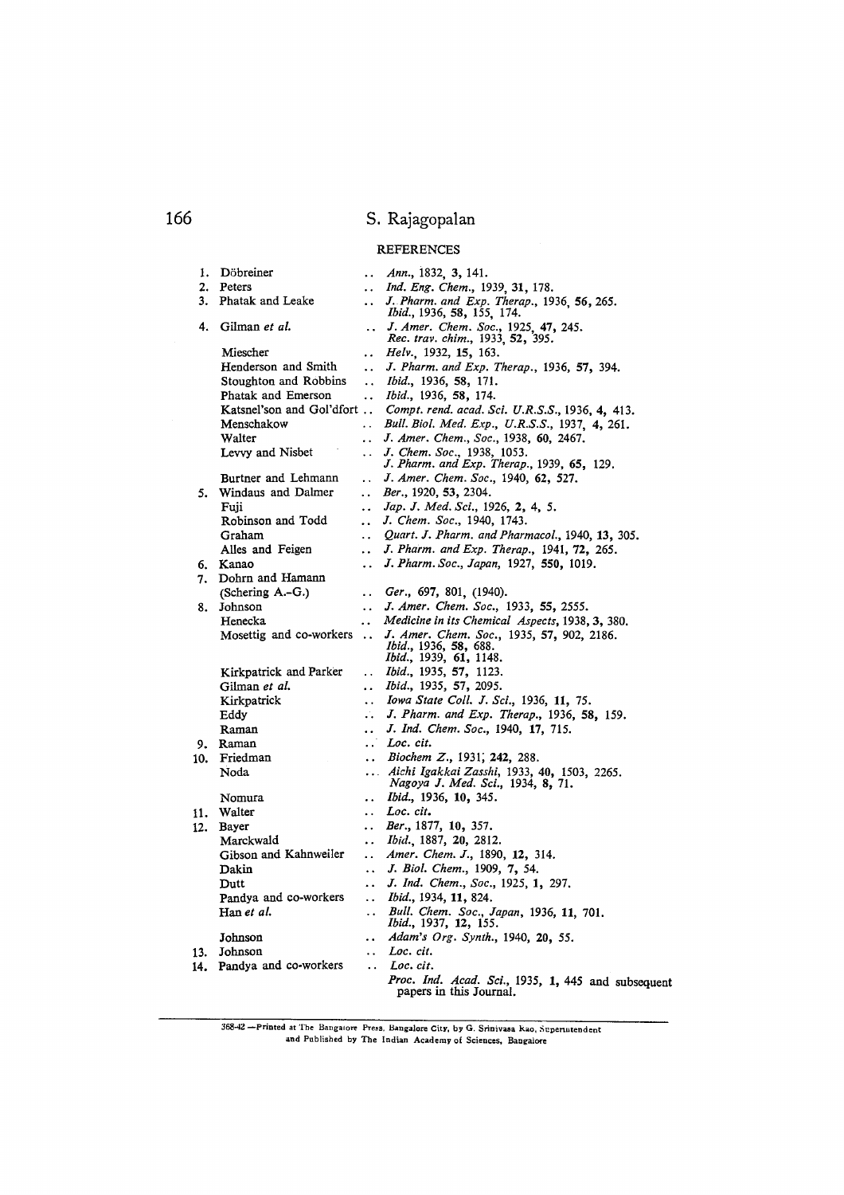## REFERENCES

1. Döbreiner .. *Ann.*, 1832, **3**, 141.
2. Peters .. *Ind. Eng. Chem.*, 1939, **31**, 178.
3. Phatak and Leake .. *J. Pharm. and Exp. Therap.*, 1936, **56**, 265. *Ibid.*, 1936, **58**, 155, 174.
4. Gilman *et al.* .. *J. Amer. Chem. Soc.*, 1925, **47**, 245. *Rec. trav. chim.*, 1933, **52**, 395.
   Miescher .. *Helv.*, 1932, **15**, 163.
   Henderson and Smith .. *J. Pharm. and Exp. Therap.*, 1936, **57**, 394.
   Stoughton and Robbins .. *Ibid.*, 1936, **58**, 171.
   Phatak and Emerson .. *Ibid.*, 1936, **58**, 174.
   Katsnel'son and Gol'dfort .. *Compt. rend. acad. Sci. U.R.S.S.*, 1936, **4**, 413.
   Menschakow .. *Bull. Biol. Med. Exp., U.R.S.S.*, 1937, **4**, 261.
   Walter .. *J. Amer. Chem., Soc.*, 1938, **60**, 2467.
   Levvy and Nisbet .. *J. Chem. Soc.*, 1938, 1053. *J. Pharm. and Exp. Therap.*, 1939, **65**, 129.
   Burtner and Lehmann .. *J. Amer. Chem. Soc.*, 1940, **62**, 527.
5. Windaus and Dalmer .. *Ber.*, 1920, **53**, 2304.
   Fuji .. *Jap. J. Med. Sci.*, 1926, **2**, 4, 5.
   Robinson and Todd .. *J. Chem. Soc.*, 1940, 1743.
   Graham .. *Quart. J. Pharm. and Pharmacol.*, 1940, **13**, 305.
   Alles and Feigen .. *J. Pharm. and Exp. Therap.*, 1941, **72**, 265.
6. Kanao .. *J. Pharm. Soc., Japan*, 1927, **550**, 1019.
7. Dohrn and Hamann (Schering A.-G.) .. *Ger.*, 697, 801, (1940).
8. Johnson .. *J. Amer. Chem. Soc.*, 1933, **55**, 2555.
   Henecka .. *Medicine in its Chemical Aspects*, 1938, **3**, 380.
   Mosettig and co-workers .. *J. Amer. Chem. Soc.*, 1935, **57**, 902, 2186. *Ibid.*, 1936, **58**, 688. *Ibid.*, 1939, **61**, 1148.
   Kirkpatrick and Parker .. *Ibid.*, 1935, **57**, 1123.
   Gilman *et al.* .. *Ibid.*, 1935, **57**, 2095.
   Kirkpatrick .. *Iowa State Coll. J. Sci.*, 1936, **11**, 75.
   Eddy .. *J. Pharm. and Exp. Therap.*, 1936, **58**, 159.
   Raman .. *J. Ind. Chem. Soc.*, 1940, **17**, 715.
9. Raman .. *Loc. cit.*
10. Friedman .. *Biochem Z.*, 1931, **242**, 288.
    Noda .. *Aichi Igakkai Zasshi*, 1933, **40**, 1503, 2265. *Nagoya J. Med. Sci.*, 1934, **8**, 71.
    Nomura .. *Ibid.*, 1936, **10**, 345.
11. Walter .. *Loc. cit.*
12. Bayer .. *Ber.*, 1877, **10**, 357.
    Marckwald .. *Ibid.*, 1887, **20**, 2812.
    Gibson and Kahnweiler .. *Amer. Chem. J.*, 1890, **12**, 314.
    Dakin .. *J. Biol. Chem.*, 1909, **7**, 54.
    Dutt .. *J. Ind. Chem., Soc.*, 1925, **1**, 297.
    Pandya and co-workers .. *Ibid.*, 1934, **11**, 824.
    Han *et al.* .. *Bull. Chem. Soc., Japan*, 1936, **11**, 701. *Ibid.*, 1937, **12**, 155.
    Johnson .. *Adam's Org. Synth.*, 1940, **20**, 55.
13. Johnson .. *Loc. cit.*
14. Pandya and co-workers .. *Loc. cit.* *Proc. Ind. Acad. Sci.*, 1935, **1**, 445 and subsequent papers in this Journal.

368-42—Printed at The Bangalore Press, Bangalore City, by G. Srinivasa Rao, Superintendent and Published by The Indian Academy of Sciences, Bangalore